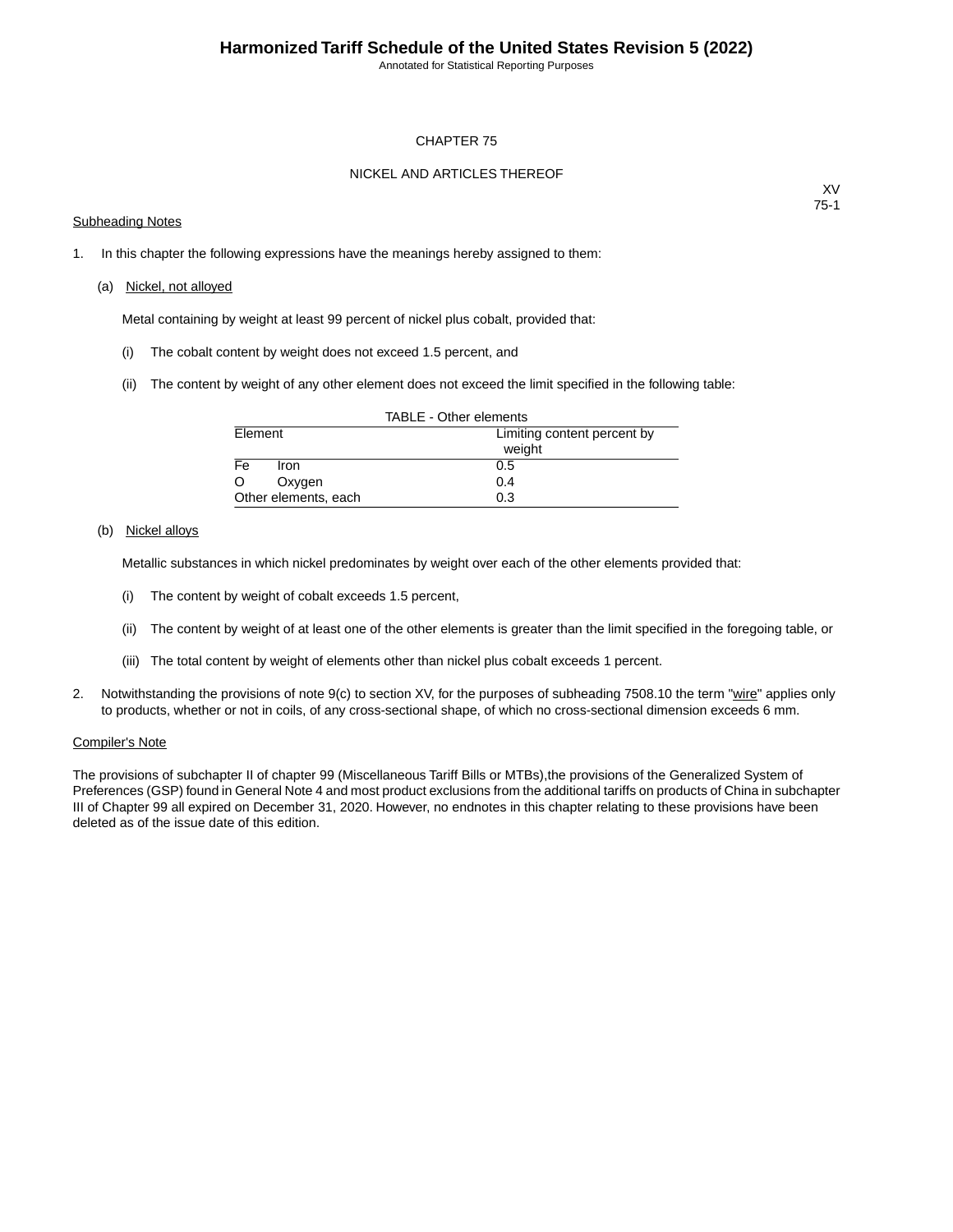# CHAPTER 75

## NICKEL AND ARTICLES THEREOF

XV
75-1

Subheading Notes

1. In this chapter the following expressions have the meanings hereby assigned to them:

   (a) Nickel, not alloyed

   Metal containing by weight at least 99 percent of nickel plus cobalt, provided that:

   (i) The cobalt content by weight does not exceed 1.5 percent, and

   (ii) The content by weight of any other element does not exceed the limit specified in the following table:

   TABLE - Other elements

   | Element | Limiting content percent by weight |
   |---|---|
   | Fe Iron | 0.5 |
   | O Oxygen | 0.4 |
   | Other elements, each | 0.3 |

   (b) Nickel alloys

   Metallic substances in which nickel predominates by weight over each of the other elements provided that:

   (i) The content by weight of cobalt exceeds 1.5 percent,

   (ii) The content by weight of at least one of the other elements is greater than the limit specified in the foregoing table, or

   (iii) The total content by weight of elements other than nickel plus cobalt exceeds 1 percent.

2. Notwithstanding the provisions of note 9(c) to section XV, for the purposes of subheading 7508.10 the term "wire" applies only to products, whether or not in coils, of any cross-sectional shape, of which no cross-sectional dimension exceeds 6 mm.

Compiler's Note

The provisions of subchapter II of chapter 99 (Miscellaneous Tariff Bills or MTBs),the provisions of the Generalized System of Preferences (GSP) found in General Note 4 and most product exclusions from the additional tariffs on products of China in subchapter III of Chapter 99 all expired on December 31, 2020. However, no endnotes in this chapter relating to these provisions have been deleted as of the issue date of this edition.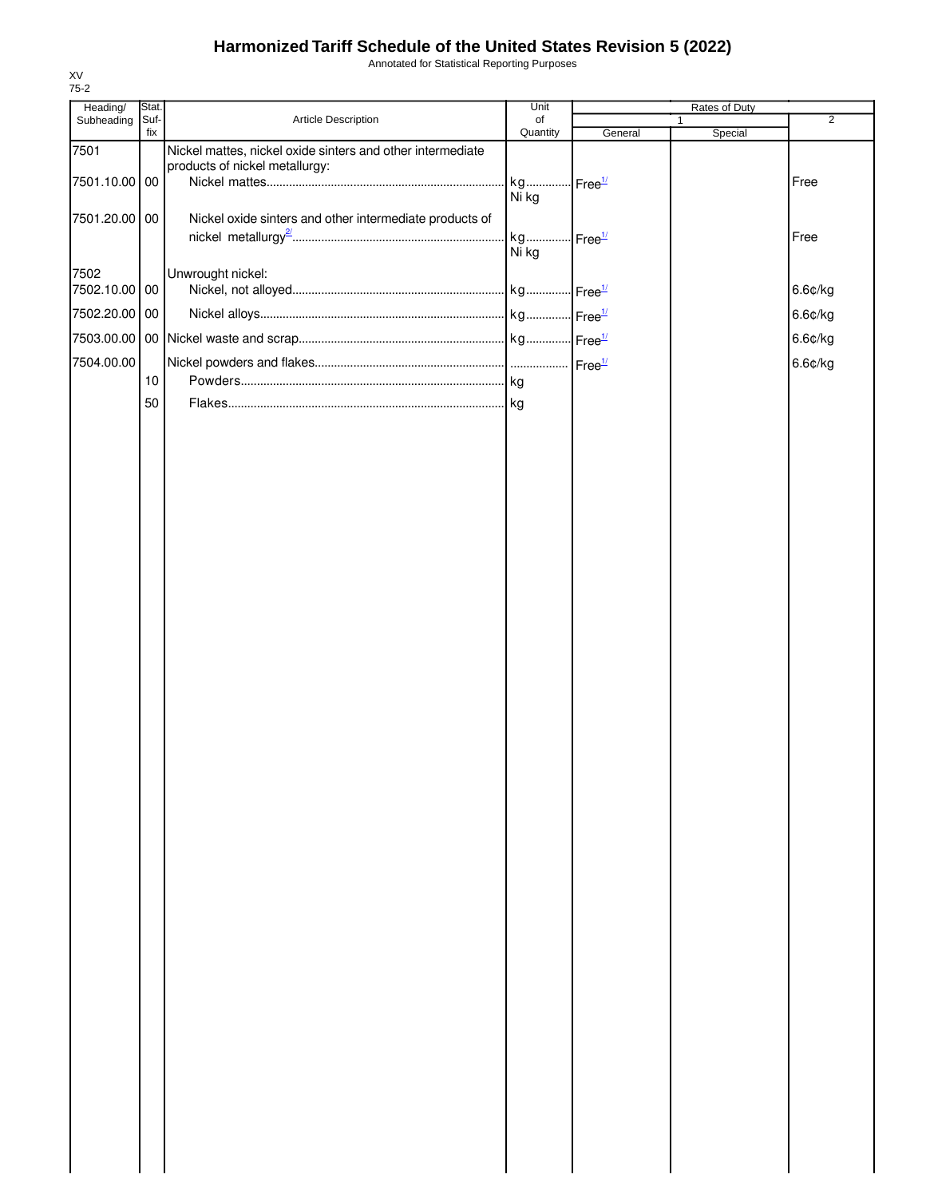# Harmonized Tariff Schedule of the United States Revision 5 (2022)

Annotated for Statistical Reporting Purposes

XV
75-2

| Heading/ Subheading | Stat. Suf-fix | Article Description | Unit of Quantity | Rates of Duty | | |
|---|---|---|---|---|---|---|
| | | | | 1 | | 2 |
| | | | | General | Special | |
| 7501 | | Nickel mattes, nickel oxide sinters and other intermediate products of nickel metallurgy: | | | | |
| 7501.10.00 | 00 | Nickel mattes | kg Ni kg | Free[1/] | | Free |
| 7501.20.00 | 00 | Nickel oxide sinters and other intermediate products of nickel metallurgy[2/] | kg Ni kg | Free[1/] | | Free |
| 7502 | | Unwrought nickel: | | | | |
| 7502.10.00 | 00 | Nickel, not alloyed | kg | Free[1/] | | 6.6¢/kg |
| 7502.20.00 | 00 | Nickel alloys | kg | Free[1/] | | 6.6¢/kg |
| 7503.00.00 | 00 | Nickel waste and scrap | kg | Free[1/] | | 6.6¢/kg |
| 7504.00.00 | | Nickel powders and flakes | | Free[1/] | | 6.6¢/kg |
| | 10 | Powders | kg | | | |
| | 50 | Flakes | kg | | | |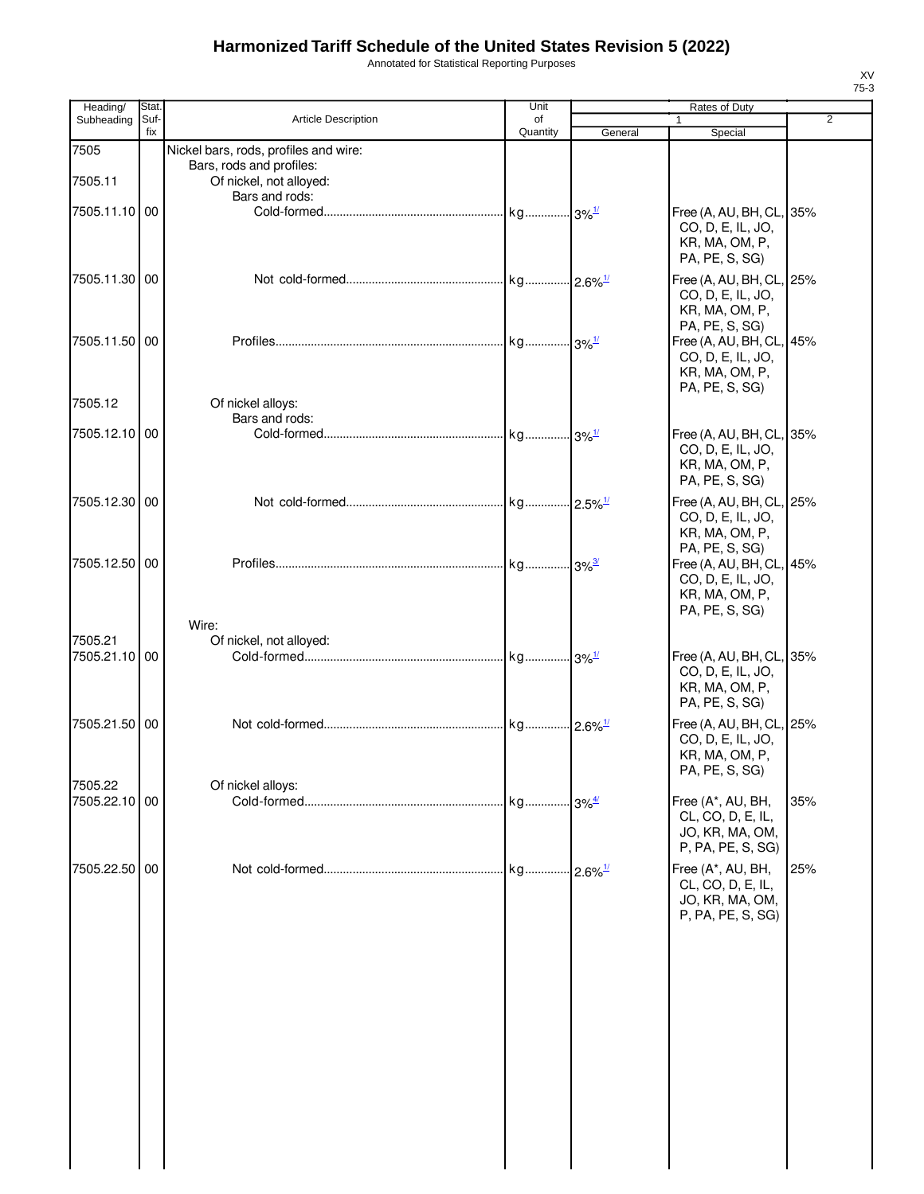# Harmonized Tariff Schedule of the United States Revision 5 (2022)

Annotated for Statistical Reporting Purposes

XV
75-3

| Heading/ Subheading | Stat. Suf- fix | Article Description | Unit of Quantity | Rates of Duty 1 General | Special | 2 |
|---|---|---|---|---|---|---|
| 7505 | | Nickel bars, rods, profiles and wire: | | | | |
| | | Bars, rods and profiles: | | | | |
| 7505.11 | | Of nickel, not alloyed: | | | | |
| | | Bars and rods: | | | | |
| 7505.11.10 | 00 | Cold-formed | kg | 3%[1/] | Free (A, AU, BH, CL, CO, D, E, IL, JO, KR, MA, OM, P, PA, PE, S, SG) | 35% |
| 7505.11.30 | 00 | Not cold-formed | kg | 2.6%[1/] | Free (A, AU, BH, CL, CO, D, E, IL, JO, KR, MA, OM, P, PA, PE, S, SG) | 25% |
| 7505.11.50 | 00 | Profiles | kg | 3%[1/] | Free (A, AU, BH, CL, CO, D, E, IL, JO, KR, MA, OM, P, PA, PE, S, SG) | 45% |
| 7505.12 | | Of nickel alloys: | | | | |
| | | Bars and rods: | | | | |
| 7505.12.10 | 00 | Cold-formed | kg | 3%[1/] | Free (A, AU, BH, CL, CO, D, E, IL, JO, KR, MA, OM, P, PA, PE, S, SG) | 35% |
| 7505.12.30 | 00 | Not cold-formed | kg | 2.5%[1/] | Free (A, AU, BH, CL, CO, D, E, IL, JO, KR, MA, OM, P, PA, PE, S, SG) | 25% |
| 7505.12.50 | 00 | Profiles | kg | 3%[3/] | Free (A, AU, BH, CL, CO, D, E, IL, JO, KR, MA, OM, P, PA, PE, S, SG) | 45% |
| | | Wire: | | | | |
| 7505.21 | | Of nickel, not alloyed: | | | | |
| 7505.21.10 | 00 | Cold-formed | kg | 3%[1/] | Free (A, AU, BH, CL, CO, D, E, IL, JO, KR, MA, OM, P, PA, PE, S, SG) | 35% |
| 7505.21.50 | 00 | Not cold-formed | kg | 2.6%[1/] | Free (A, AU, BH, CL, CO, D, E, IL, JO, KR, MA, OM, P, PA, PE, S, SG) | 25% |
| 7505.22 | | Of nickel alloys: | | | | |
| 7505.22.10 | 00 | Cold-formed | kg | 3%[4/] | Free (A*, AU, BH, CL, CO, D, E, IL, JO, KR, MA, OM, P, PA, PE, S, SG) | 35% |
| 7505.22.50 | 00 | Not cold-formed | kg | 2.6%[1/] | Free (A*, AU, BH, CL, CO, D, E, IL, JO, KR, MA, OM, P, PA, PE, S, SG) | 25% |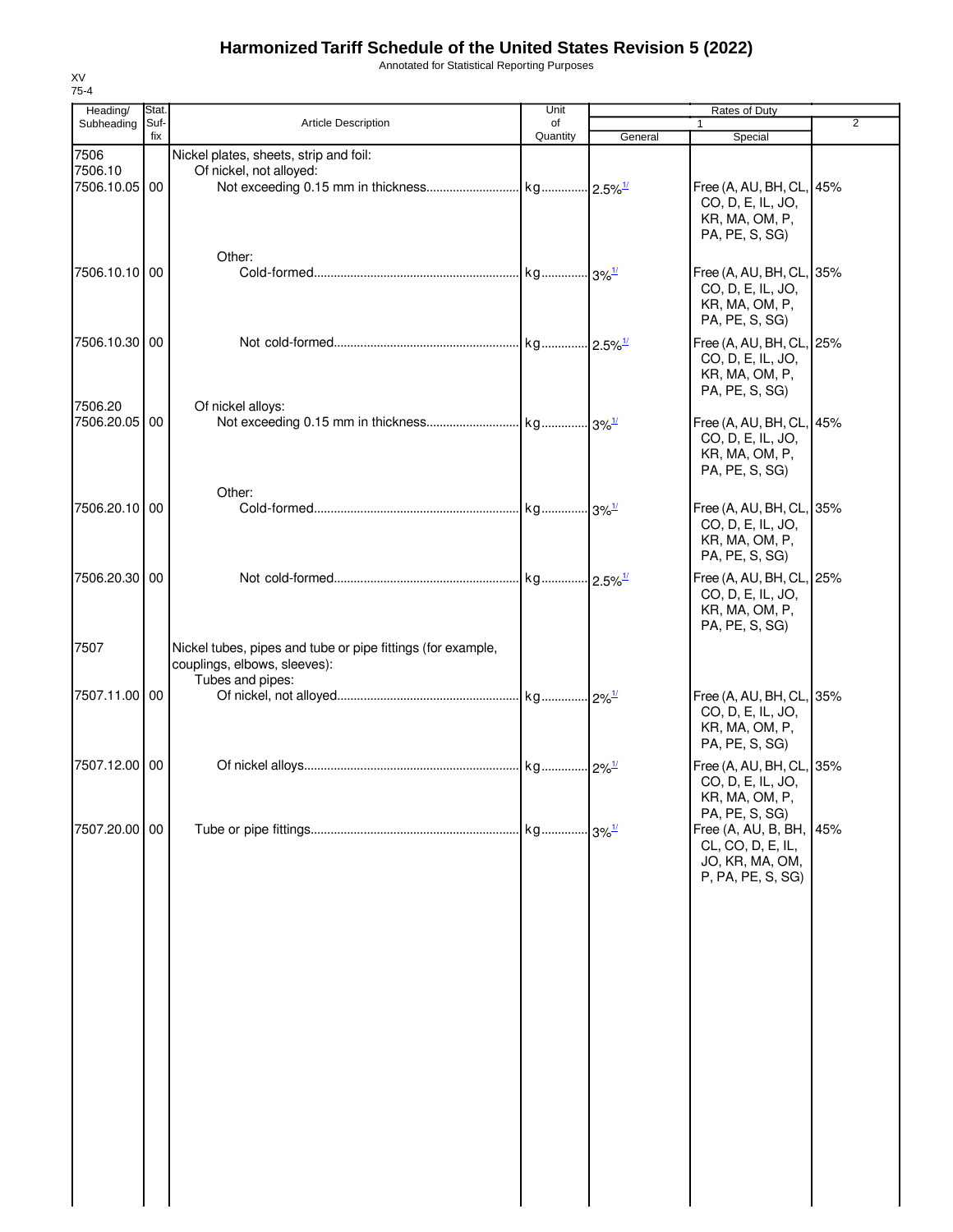# Harmonized Tariff Schedule of the United States Revision 5 (2022)

Annotated for Statistical Reporting Purposes

XV
75-4

| Heading/ Subheading | Stat. Suf- fix | Article Description | Unit of Quantity | Rates of Duty 1 General | Special | 2 |
|---|---|---|---|---|---|---|
| 7506 | | Nickel plates, sheets, strip and foil: | | | | |
| 7506.10 | | Of nickel, not alloyed: | | | | |
| 7506.10.05 | 00 | Not exceeding 0.15 mm in thickness | kg | 2.5%[1/] | Free (A, AU, BH, CL, CO, D, E, IL, JO, KR, MA, OM, P, PA, PE, S, SG) | 45% |
| | | Other: | | | | |
| 7506.10.10 | 00 | Cold-formed | kg | 3%[1/] | Free (A, AU, BH, CL, CO, D, E, IL, JO, KR, MA, OM, P, PA, PE, S, SG) | 35% |
| 7506.10.30 | 00 | Not cold-formed | kg | 2.5%[1/] | Free (A, AU, BH, CL, CO, D, E, IL, JO, KR, MA, OM, P, PA, PE, S, SG) | 25% |
| 7506.20 | | Of nickel alloys: | | | | |
| 7506.20.05 | 00 | Not exceeding 0.15 mm in thickness | kg | 3%[1/] | Free (A, AU, BH, CL, CO, D, E, IL, JO, KR, MA, OM, P, PA, PE, S, SG) | 45% |
| | | Other: | | | | |
| 7506.20.10 | 00 | Cold-formed | kg | 3%[1/] | Free (A, AU, BH, CL, CO, D, E, IL, JO, KR, MA, OM, P, PA, PE, S, SG) | 35% |
| 7506.20.30 | 00 | Not cold-formed | kg | 2.5%[1/] | Free (A, AU, BH, CL, CO, D, E, IL, JO, KR, MA, OM, P, PA, PE, S, SG) | 25% |
| 7507 | | Nickel tubes, pipes and tube or pipe fittings (for example, couplings, elbows, sleeves): | | | | |
| | | Tubes and pipes: | | | | |
| 7507.11.00 | 00 | Of nickel, not alloyed | kg | 2%[1/] | Free (A, AU, BH, CL, CO, D, E, IL, JO, KR, MA, OM, P, PA, PE, S, SG) | 35% |
| 7507.12.00 | 00 | Of nickel alloys | kg | 2%[1/] | Free (A, AU, BH, CL, CO, D, E, IL, JO, KR, MA, OM, P, PA, PE, S, SG) | 35% |
| 7507.20.00 | 00 | Tube or pipe fittings | kg | 3%[1/] | Free (A, AU, B, BH, CL, CO, D, E, IL, JO, KR, MA, OM, P, PA, PE, S, SG) | 45% |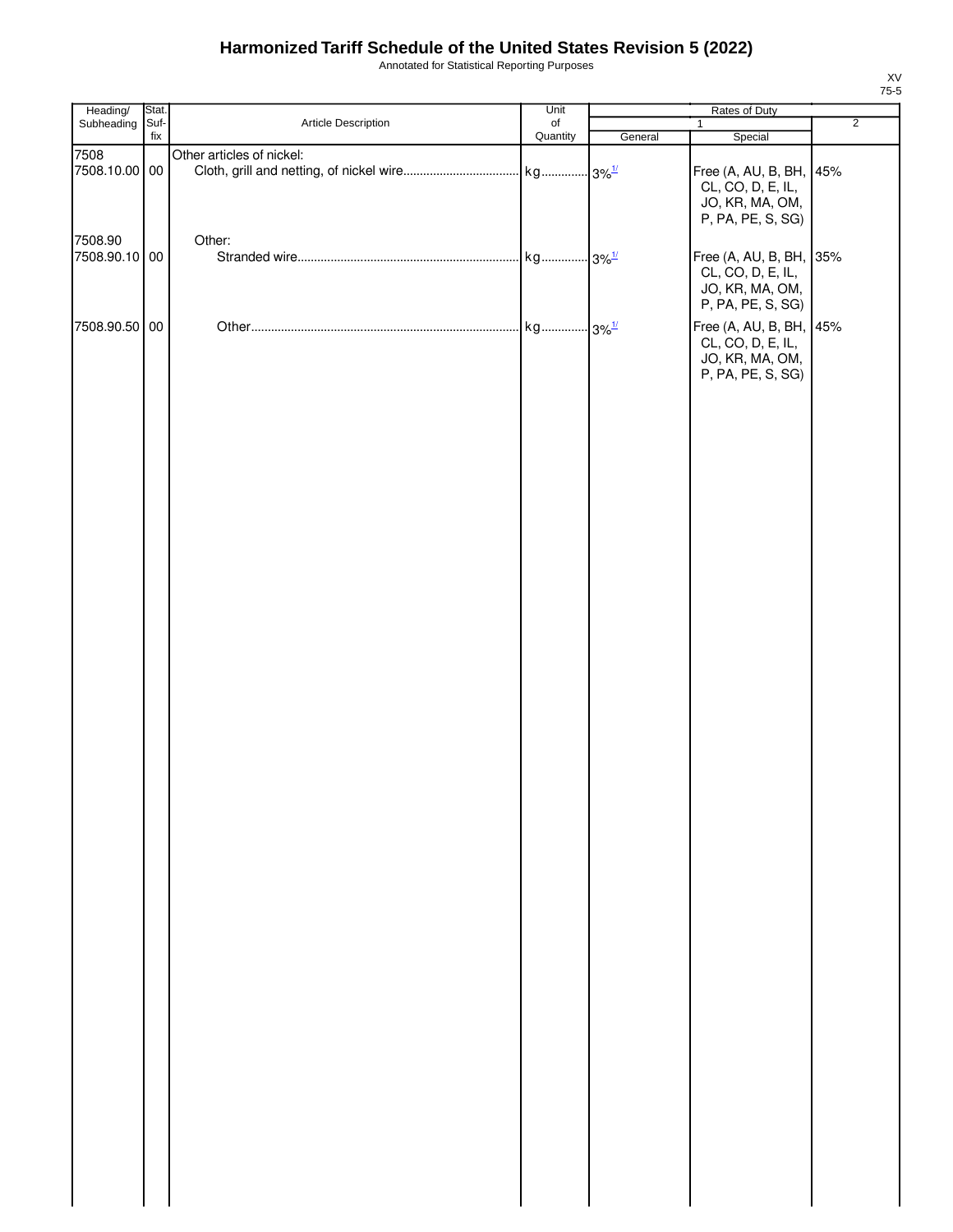# Harmonized Tariff Schedule of the United States Revision 5 (2022)

Annotated for Statistical Reporting Purposes

XV
75-5

| Heading/ Subheading | Stat. Suf-fix | Article Description | Unit of Quantity | Rates of Duty 1 General | Special | 2 |
|---|---|---|---|---|---|---|
| 7508 | | Other articles of nickel: | | | | |
| 7508.10.00 | 00 | Cloth, grill and netting, of nickel wire | kg | 3%[1/] | Free (A, AU, B, BH, CL, CO, D, E, IL, JO, KR, MA, OM, P, PA, PE, S, SG) | 45% |
| 7508.90 | | Other: | | | | |
| 7508.90.10 | 00 | Stranded wire | kg | 3%[1/] | Free (A, AU, B, BH, CL, CO, D, E, IL, JO, KR, MA, OM, P, PA, PE, S, SG) | 35% |
| 7508.90.50 | 00 | Other | kg | 3%[1/] | Free (A, AU, B, BH, CL, CO, D, E, IL, JO, KR, MA, OM, P, PA, PE, S, SG) | 45% |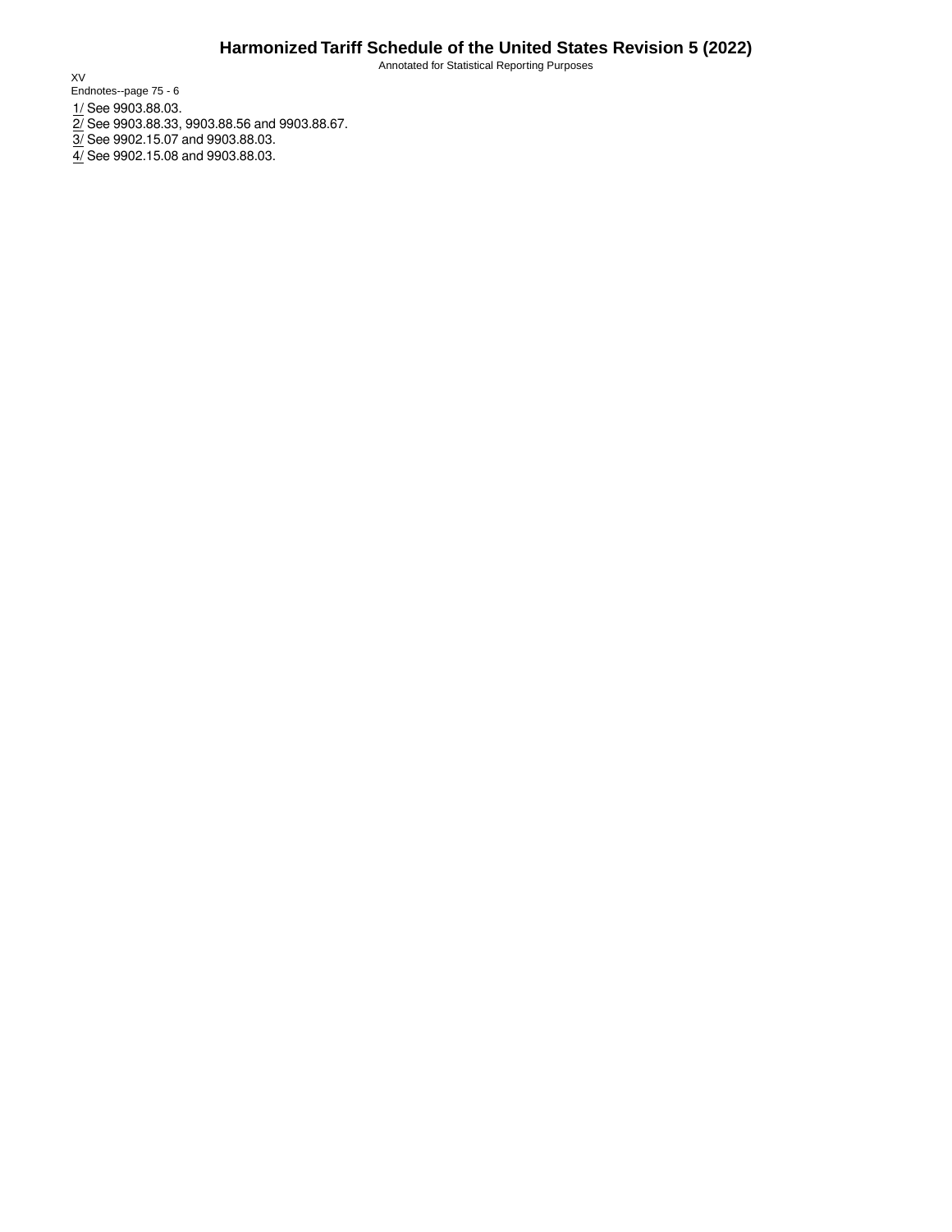1/ See 9903.88.03.

2/ See 9903.88.33, 9903.88.56 and 9903.88.67.

3/ See 9902.15.07 and 9903.88.03.

4/ See 9902.15.08 and 9903.88.03.